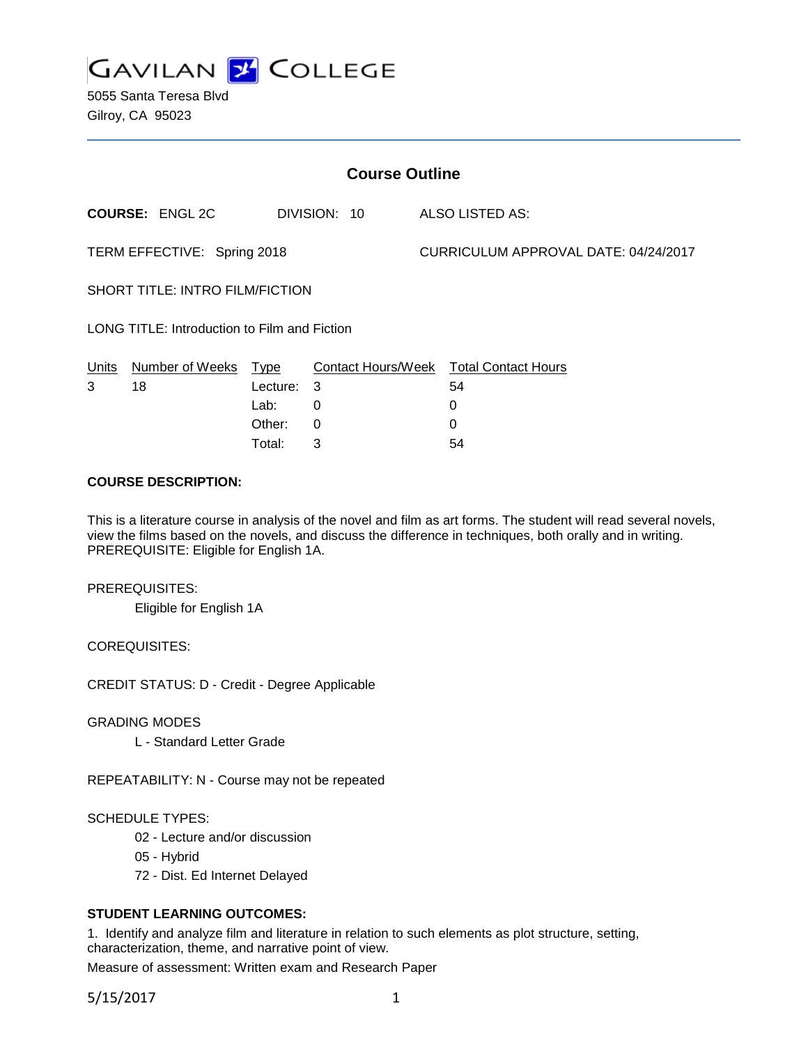# GAVILAN COLLEGE

5055 Santa Teresa Blvd
Gilroy, CA 95023

## Course Outline

**COURSE:** ENGL 2C DIVISION: 10 ALSO LISTED AS:

TERM EFFECTIVE: Spring 2018 CURRICULUM APPROVAL DATE: 04/24/2017

SHORT TITLE: INTRO FILM/FICTION

LONG TITLE: Introduction to Film and Fiction

| Units | Number of Weeks | Type | Contact Hours/Week | Total Contact Hours |
|---|---|---|---|---|
| 3 | 18 | Lecture: | 3 | 54 |
| | | Lab: | 0 | 0 |
| | | Other: | 0 | 0 |
| | | Total: | 3 | 54 |

**COURSE DESCRIPTION:**

This is a literature course in analysis of the novel and film as art forms. The student will read several novels, view the films based on the novels, and discuss the difference in techniques, both orally and in writing. PREREQUISITE: Eligible for English 1A.

PREREQUISITES:

Eligible for English 1A

COREQUISITES:

CREDIT STATUS: D - Credit - Degree Applicable

GRADING MODES

L - Standard Letter Grade

REPEATABILITY: N - Course may not be repeated

SCHEDULE TYPES:

02 - Lecture and/or discussion

05 - Hybrid

72 - Dist. Ed Internet Delayed

**STUDENT LEARNING OUTCOMES:**

1. Identify and analyze film and literature in relation to such elements as plot structure, setting, characterization, theme, and narrative point of view.

Measure of assessment: Written exam and Research Paper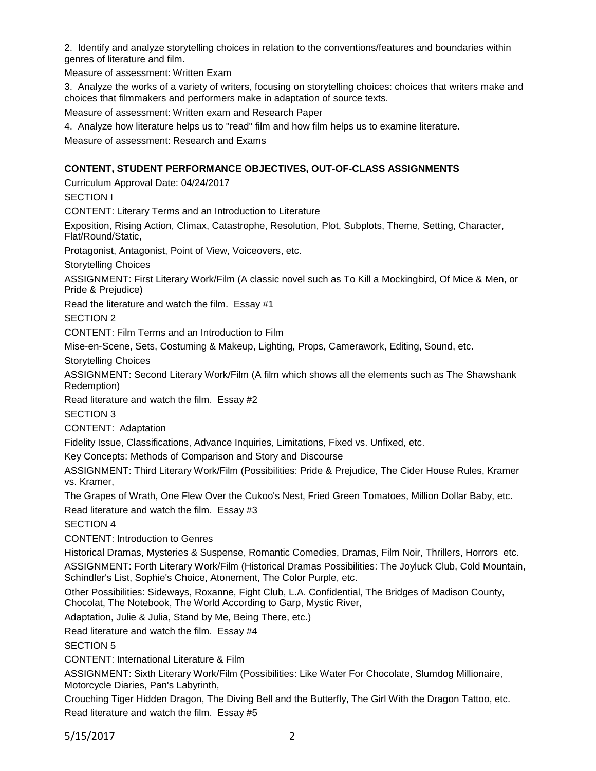2. Identify and analyze storytelling choices in relation to the conventions/features and boundaries within genres of literature and film.

Measure of assessment: Written Exam

3. Analyze the works of a variety of writers, focusing on storytelling choices: choices that writers make and choices that filmmakers and performers make in adaptation of source texts.

Measure of assessment: Written exam and Research Paper

4. Analyze how literature helps us to "read" film and how film helps us to examine literature.

Measure of assessment: Research and Exams

**CONTENT, STUDENT PERFORMANCE OBJECTIVES, OUT-OF-CLASS ASSIGNMENTS**

Curriculum Approval Date: 04/24/2017

SECTION I

CONTENT: Literary Terms and an Introduction to Literature

Exposition, Rising Action, Climax, Catastrophe, Resolution, Plot, Subplots, Theme, Setting, Character, Flat/Round/Static,

Protagonist, Antagonist, Point of View, Voiceovers, etc.

Storytelling Choices

ASSIGNMENT: First Literary Work/Film (A classic novel such as To Kill a Mockingbird, Of Mice & Men, or Pride & Prejudice)

Read the literature and watch the film. Essay #1

SECTION 2

CONTENT: Film Terms and an Introduction to Film

Mise-en-Scene, Sets, Costuming & Makeup, Lighting, Props, Camerawork, Editing, Sound, etc.

Storytelling Choices

ASSIGNMENT: Second Literary Work/Film (A film which shows all the elements such as The Shawshank Redemption)

Read literature and watch the film. Essay #2

SECTION 3

CONTENT: Adaptation

Fidelity Issue, Classifications, Advance Inquiries, Limitations, Fixed vs. Unfixed, etc.

Key Concepts: Methods of Comparison and Story and Discourse

ASSIGNMENT: Third Literary Work/Film (Possibilities: Pride & Prejudice, The Cider House Rules, Kramer vs. Kramer,

The Grapes of Wrath, One Flew Over the Cukoo's Nest, Fried Green Tomatoes, Million Dollar Baby, etc.

Read literature and watch the film. Essay #3

SECTION 4

CONTENT: Introduction to Genres

Historical Dramas, Mysteries & Suspense, Romantic Comedies, Dramas, Film Noir, Thrillers, Horrors etc.

ASSIGNMENT: Forth Literary Work/Film (Historical Dramas Possibilities: The Joyluck Club, Cold Mountain, Schindler's List, Sophie's Choice, Atonement, The Color Purple, etc.

Other Possibilities: Sideways, Roxanne, Fight Club, L.A. Confidential, The Bridges of Madison County, Chocolat, The Notebook, The World According to Garp, Mystic River,

Adaptation, Julie & Julia, Stand by Me, Being There, etc.)

Read literature and watch the film. Essay #4

SECTION 5

CONTENT: International Literature & Film

ASSIGNMENT: Sixth Literary Work/Film (Possibilities: Like Water For Chocolate, Slumdog Millionaire, Motorcycle Diaries, Pan's Labyrinth,

Crouching Tiger Hidden Dragon, The Diving Bell and the Butterfly, The Girl With the Dragon Tattoo, etc.

Read literature and watch the film. Essay #5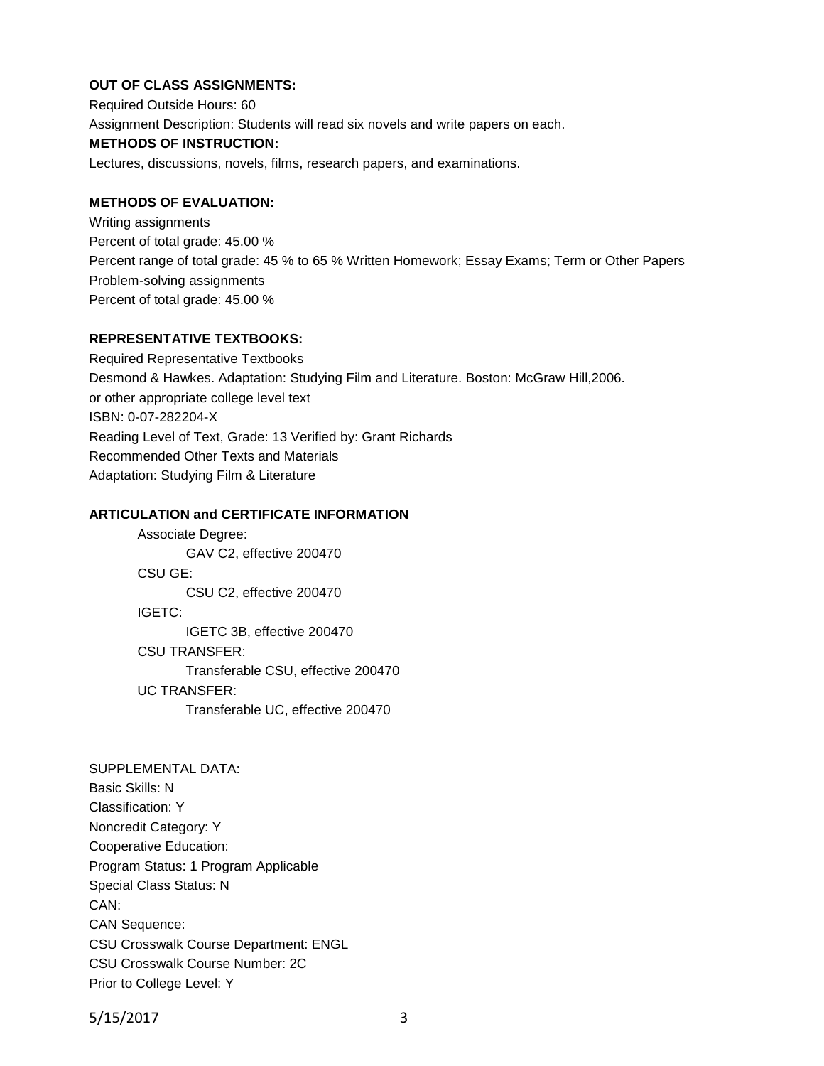**OUT OF CLASS ASSIGNMENTS:**

Required Outside Hours: 60

Assignment Description: Students will read six novels and write papers on each.

**METHODS OF INSTRUCTION:**

Lectures, discussions, novels, films, research papers, and examinations.

**METHODS OF EVALUATION:**

Writing assignments

Percent of total grade: 45.00 %

Percent range of total grade: 45 % to 65 % Written Homework; Essay Exams; Term or Other Papers

Problem-solving assignments

Percent of total grade: 45.00 %

**REPRESENTATIVE TEXTBOOKS:**

Required Representative Textbooks

Desmond & Hawkes. Adaptation: Studying Film and Literature. Boston: McGraw Hill,2006.

or other appropriate college level text

ISBN: 0-07-282204-X

Reading Level of Text, Grade: 13 Verified by: Grant Richards

Recommended Other Texts and Materials

Adaptation: Studying Film & Literature

**ARTICULATION and CERTIFICATE INFORMATION**

- Associate Degree:
  - GAV C2, effective 200470
- CSU GE:
  - CSU C2, effective 200470
- IGETC:
  - IGETC 3B, effective 200470
- CSU TRANSFER:
  - Transferable CSU, effective 200470
- UC TRANSFER:
  - Transferable UC, effective 200470

SUPPLEMENTAL DATA:

Basic Skills: N

Classification: Y

Noncredit Category: Y

Cooperative Education:

Program Status: 1 Program Applicable

Special Class Status: N

CAN:

CAN Sequence:

CSU Crosswalk Course Department: ENGL

CSU Crosswalk Course Number: 2C

Prior to College Level: Y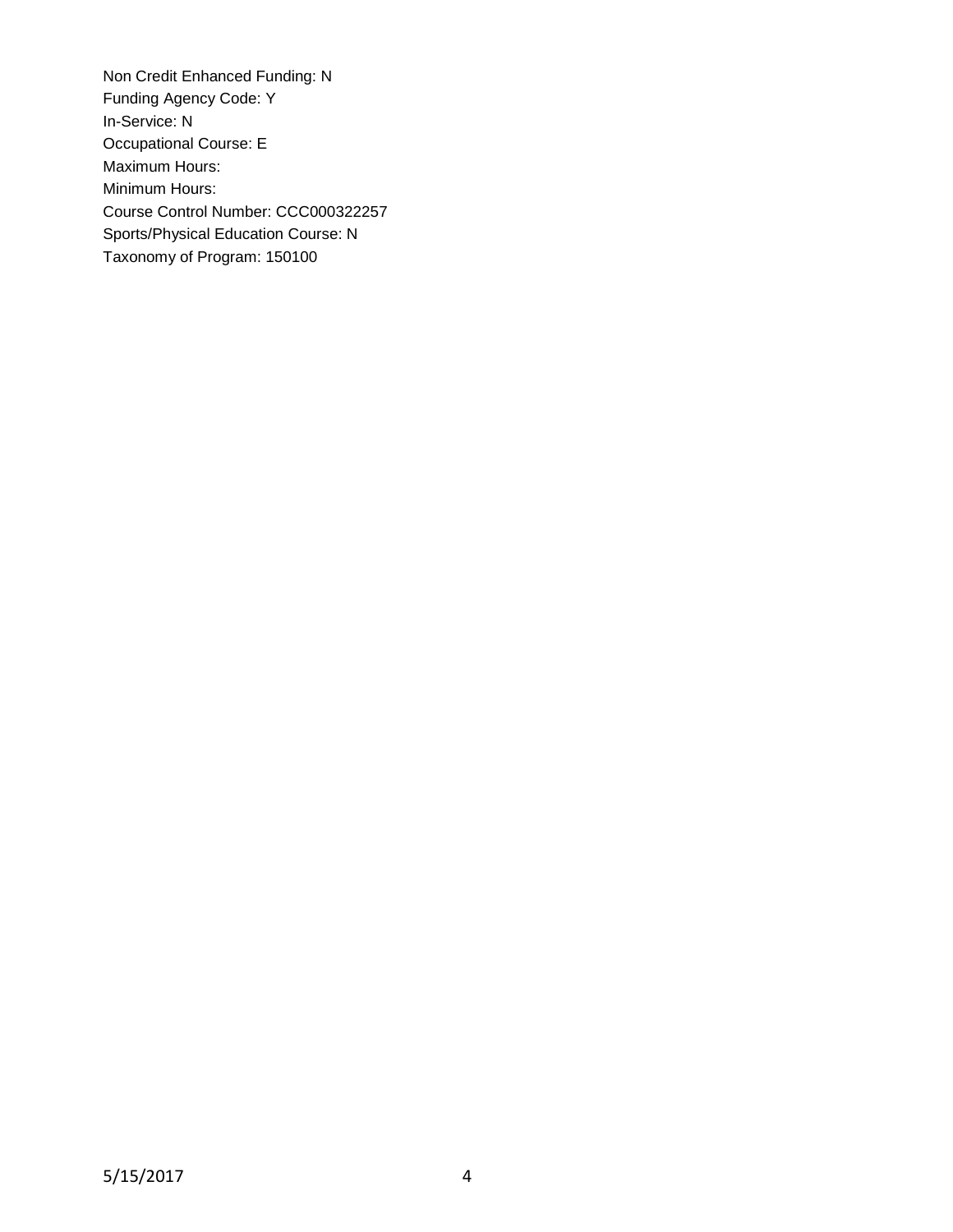Non Credit Enhanced Funding: N
Funding Agency Code: Y
In-Service: N
Occupational Course: E
Maximum Hours:
Minimum Hours:
Course Control Number: CCC000322257
Sports/Physical Education Course: N
Taxonomy of Program: 150100